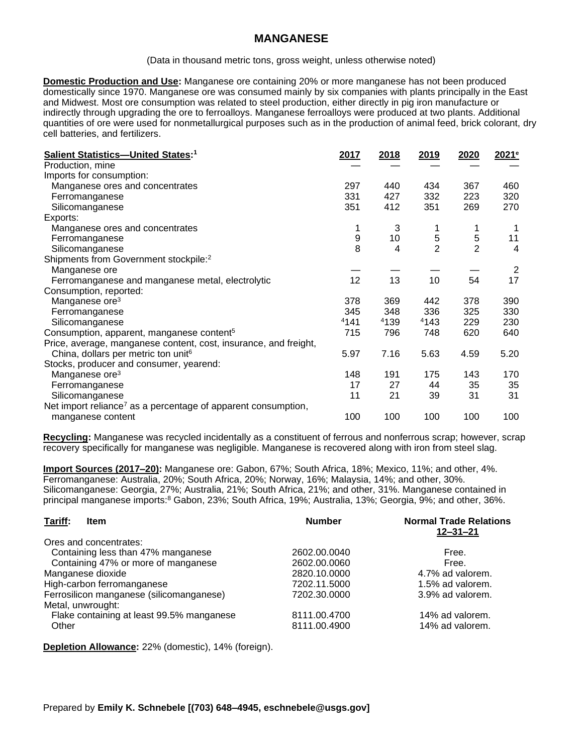# MANGANESE

(Data in thousand metric tons, gross weight, unless otherwise noted)

**Domestic Production and Use:** Manganese ore containing 20% or more manganese has not been produced domestically since 1970. Manganese ore was consumed mainly by six companies with plants principally in the East and Midwest. Most ore consumption was related to steel production, either directly in pig iron manufacture or indirectly through upgrading the ore to ferroalloys. Manganese ferroalloys were produced at two plants. Additional quantities of ore were used for nonmetallurgical purposes such as in the production of animal feed, brick colorant, dry cell batteries, and fertilizers.

| Salient Statistics—United States:[1] | 2017 | 2018 | 2019 | 2020 | 2021[e] |
|---|---|---|---|---|---|
| Production, mine | — | — | — | — | — |
| Imports for consumption: | | | | | |
| Manganese ores and concentrates | 297 | 440 | 434 | 367 | 460 |
| Ferromanganese | 331 | 427 | 332 | 223 | 320 |
| Silicomanganese | 351 | 412 | 351 | 269 | 270 |
| Exports: | | | | | |
| Manganese ores and concentrates | 1 | 3 | 1 | 1 | 1 |
| Ferromanganese | 9 | 10 | 5 | 5 | 11 |
| Silicomanganese | 8 | 4 | 2 | 2 | 4 |
| Shipments from Government stockpile:[2] | | | | | |
| Manganese ore | — | — | — | — | 2 |
| Ferromanganese and manganese metal, electrolytic | 12 | 13 | 10 | 54 | 17 |
| Consumption, reported: | | | | | |
| Manganese ore[3] | 378 | 369 | 442 | 378 | 390 |
| Ferromanganese | 345 | 348 | 336 | 325 | 330 |
| Silicomanganese | [4]141 | [4]139 | [4]143 | 229 | 230 |
| Consumption, apparent, manganese content[5] | 715 | 796 | 748 | 620 | 640 |
| Price, average, manganese content, cost, insurance, and freight, China, dollars per metric ton unit[6] | 5.97 | 7.16 | 5.63 | 4.59 | 5.20 |
| Stocks, producer and consumer, yearend: | | | | | |
| Manganese ore[3] | 148 | 191 | 175 | 143 | 170 |
| Ferromanganese | 17 | 27 | 44 | 35 | 35 |
| Silicomanganese | 11 | 21 | 39 | 31 | 31 |
| Net import reliance[7] as a percentage of apparent consumption, manganese content | 100 | 100 | 100 | 100 | 100 |

**Recycling:** Manganese was recycled incidentally as a constituent of ferrous and nonferrous scrap; however, scrap recovery specifically for manganese was negligible. Manganese is recovered along with iron from steel slag.

**Import Sources (2017–20):** Manganese ore: Gabon, 67%; South Africa, 18%; Mexico, 11%; and other, 4%. Ferromanganese: Australia, 20%; South Africa, 20%; Norway, 16%; Malaysia, 14%; and other, 30%. Silicomanganese: Georgia, 27%; Australia, 21%; South Africa, 21%; and other, 31%. Manganese contained in principal manganese imports:[8] Gabon, 23%; South Africa, 19%; Australia, 13%; Georgia, 9%; and other, 36%.

| Tariff: Item | Number | Normal Trade Relations 12–31–21 |
|---|---|---|
| Ores and concentrates: | | |
| Containing less than 47% manganese | 2602.00.0040 | Free. |
| Containing 47% or more of manganese | 2602.00.0060 | Free. |
| Manganese dioxide | 2820.10.0000 | 4.7% ad valorem. |
| High-carbon ferromanganese | 7202.11.5000 | 1.5% ad valorem. |
| Ferrosilicon manganese (silicomanganese) | 7202.30.0000 | 3.9% ad valorem. |
| Metal, unwrought: | | |
| Flake containing at least 99.5% manganese | 8111.00.4700 | 14% ad valorem. |
| Other | 8111.00.4900 | 14% ad valorem. |

**Depletion Allowance:** 22% (domestic), 14% (foreign).

Prepared by **Emily K. Schnebele [(703) 648–4945, eschnebele@usgs.gov]**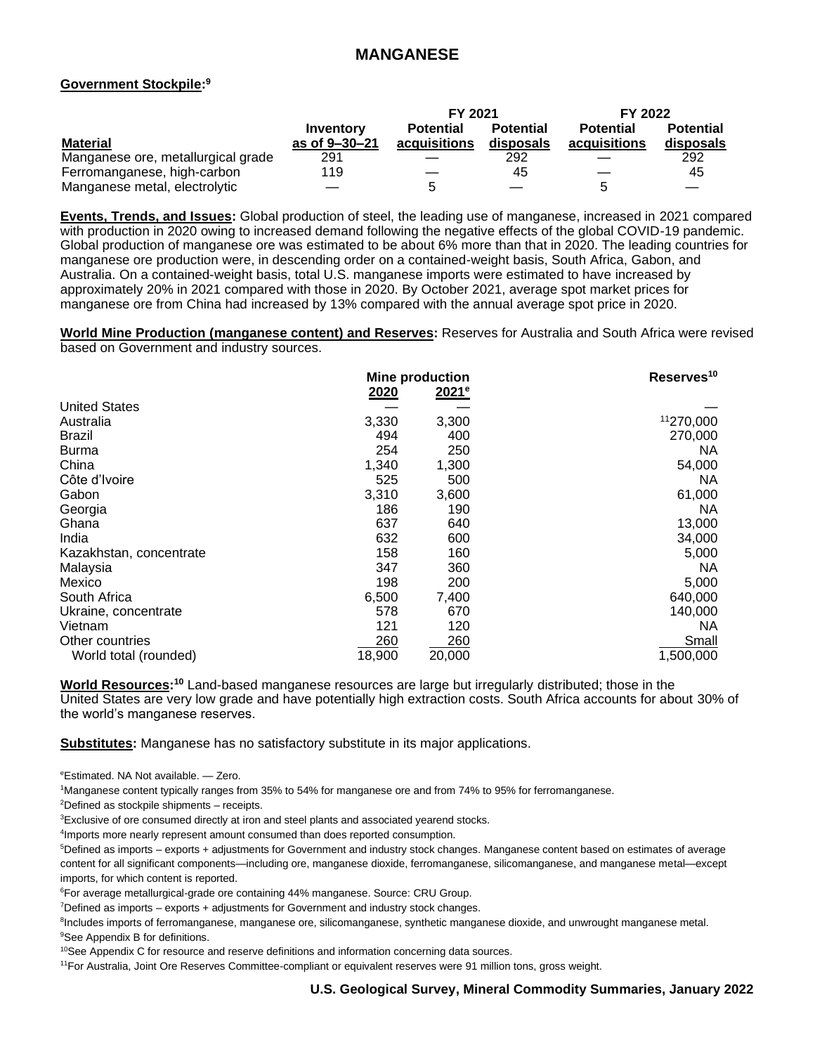# MANGANESE

**Government Stockpile:**[9]

| | | FY 2021 | | FY 2022 | |
|---|---|---|---|---|---|
| **Material** | **Inventory as of 9–30–21** | **Potential acquisitions** | **Potential disposals** | **Potential acquisitions** | **Potential disposals** |
| Manganese ore, metallurgical grade | 291 | — | 292 | — | 292 |
| Ferromanganese, high-carbon | 119 | — | 45 | — | 45 |
| Manganese metal, electrolytic | — | 5 | — | 5 | — |

**Events, Trends, and Issues:** Global production of steel, the leading use of manganese, increased in 2021 compared with production in 2020 owing to increased demand following the negative effects of the global COVID-19 pandemic. Global production of manganese ore was estimated to be about 6% more than that in 2020. The leading countries for manganese ore production were, in descending order on a contained-weight basis, South Africa, Gabon, and Australia. On a contained-weight basis, total U.S. manganese imports were estimated to have increased by approximately 20% in 2021 compared with those in 2020. By October 2021, average spot market prices for manganese ore from China had increased by 13% compared with the annual average spot price in 2020.

**World Mine Production (manganese content) and Reserves:** Reserves for Australia and South Africa were revised based on Government and industry sources.

| | Mine production | | Reserves[10] |
|---|---|---|---|
| | **2020** | **2021[e]** | |
| United States | — | — | — |
| Australia | 3,330 | 3,300 | [11]270,000 |
| Brazil | 494 | 400 | 270,000 |
| Burma | 254 | 250 | NA |
| China | 1,340 | 1,300 | 54,000 |
| Côte d'Ivoire | 525 | 500 | NA |
| Gabon | 3,310 | 3,600 | 61,000 |
| Georgia | 186 | 190 | NA |
| Ghana | 637 | 640 | 13,000 |
| India | 632 | 600 | 34,000 |
| Kazakhstan, concentrate | 158 | 160 | 5,000 |
| Malaysia | 347 | 360 | NA |
| Mexico | 198 | 200 | 5,000 |
| South Africa | 6,500 | 7,400 | 640,000 |
| Ukraine, concentrate | 578 | 670 | 140,000 |
| Vietnam | 121 | 120 | NA |
| Other countries | 260 | 260 | Small |
| World total (rounded) | 18,900 | 20,000 | 1,500,000 |

**World Resources:**[10] Land-based manganese resources are large but irregularly distributed; those in the United States are very low grade and have potentially high extraction costs. South Africa accounts for about 30% of the world's manganese reserves.

**Substitutes:** Manganese has no satisfactory substitute in its major applications.

[e]Estimated. NA Not available. — Zero.

[1]Manganese content typically ranges from 35% to 54% for manganese ore and from 74% to 95% for ferromanganese.

[2]Defined as stockpile shipments – receipts.

[3]Exclusive of ore consumed directly at iron and steel plants and associated yearend stocks.

[4]Imports more nearly represent amount consumed than does reported consumption.

[5]Defined as imports – exports + adjustments for Government and industry stock changes. Manganese content based on estimates of average content for all significant components—including ore, manganese dioxide, ferromanganese, silicomanganese, and manganese metal—except imports, for which content is reported.

[6]For average metallurgical-grade ore containing 44% manganese. Source: CRU Group.

[7]Defined as imports – exports + adjustments for Government and industry stock changes.

[8]Includes imports of ferromanganese, manganese ore, silicomanganese, synthetic manganese dioxide, and unwrought manganese metal.

[9]See Appendix B for definitions.

[10]See Appendix C for resource and reserve definitions and information concerning data sources.

[11]For Australia, Joint Ore Reserves Committee-compliant or equivalent reserves were 91 million tons, gross weight.